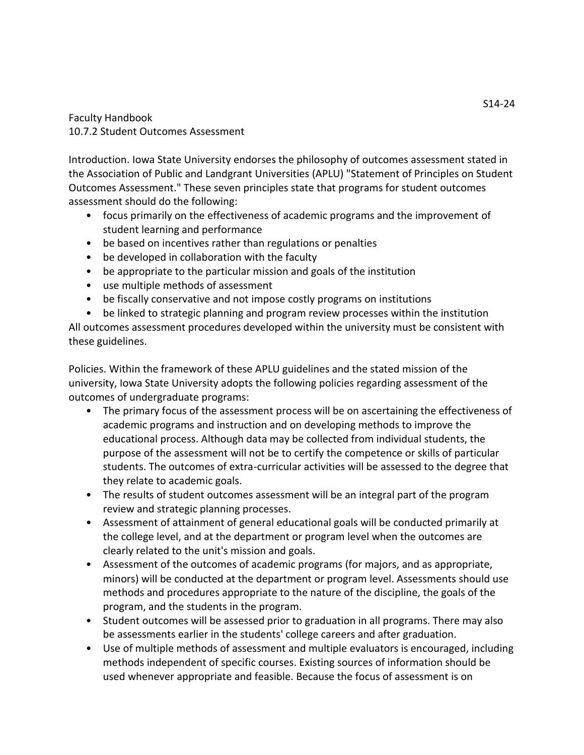S14-24

Faculty Handbook
10.7.2 Student Outcomes Assessment

Introduction. Iowa State University endorses the philosophy of outcomes assessment stated in the Association of Public and Landgrant Universities (APLU) "Statement of Principles on Student Outcomes Assessment." These seven principles state that programs for student outcomes assessment should do the following:

- focus primarily on the effectiveness of academic programs and the improvement of student learning and performance
- be based on incentives rather than regulations or penalties
- be developed in collaboration with the faculty
- be appropriate to the particular mission and goals of the institution
- use multiple methods of assessment
- be fiscally conservative and not impose costly programs on institutions
- be linked to strategic planning and program review processes within the institution

All outcomes assessment procedures developed within the university must be consistent with these guidelines.

Policies. Within the framework of these APLU guidelines and the stated mission of the university, Iowa State University adopts the following policies regarding assessment of the outcomes of undergraduate programs:

- The primary focus of the assessment process will be on ascertaining the effectiveness of academic programs and instruction and on developing methods to improve the educational process. Although data may be collected from individual students, the purpose of the assessment will not be to certify the competence or skills of particular students. The outcomes of extra-curricular activities will be assessed to the degree that they relate to academic goals.
- The results of student outcomes assessment will be an integral part of the program review and strategic planning processes.
- Assessment of attainment of general educational goals will be conducted primarily at the college level, and at the department or program level when the outcomes are clearly related to the unit's mission and goals.
- Assessment of the outcomes of academic programs (for majors, and as appropriate, minors) will be conducted at the department or program level. Assessments should use methods and procedures appropriate to the nature of the discipline, the goals of the program, and the students in the program.
- Student outcomes will be assessed prior to graduation in all programs. There may also be assessments earlier in the students' college careers and after graduation.
- Use of multiple methods of assessment and multiple evaluators is encouraged, including methods independent of specific courses. Existing sources of information should be used whenever appropriate and feasible. Because the focus of assessment is on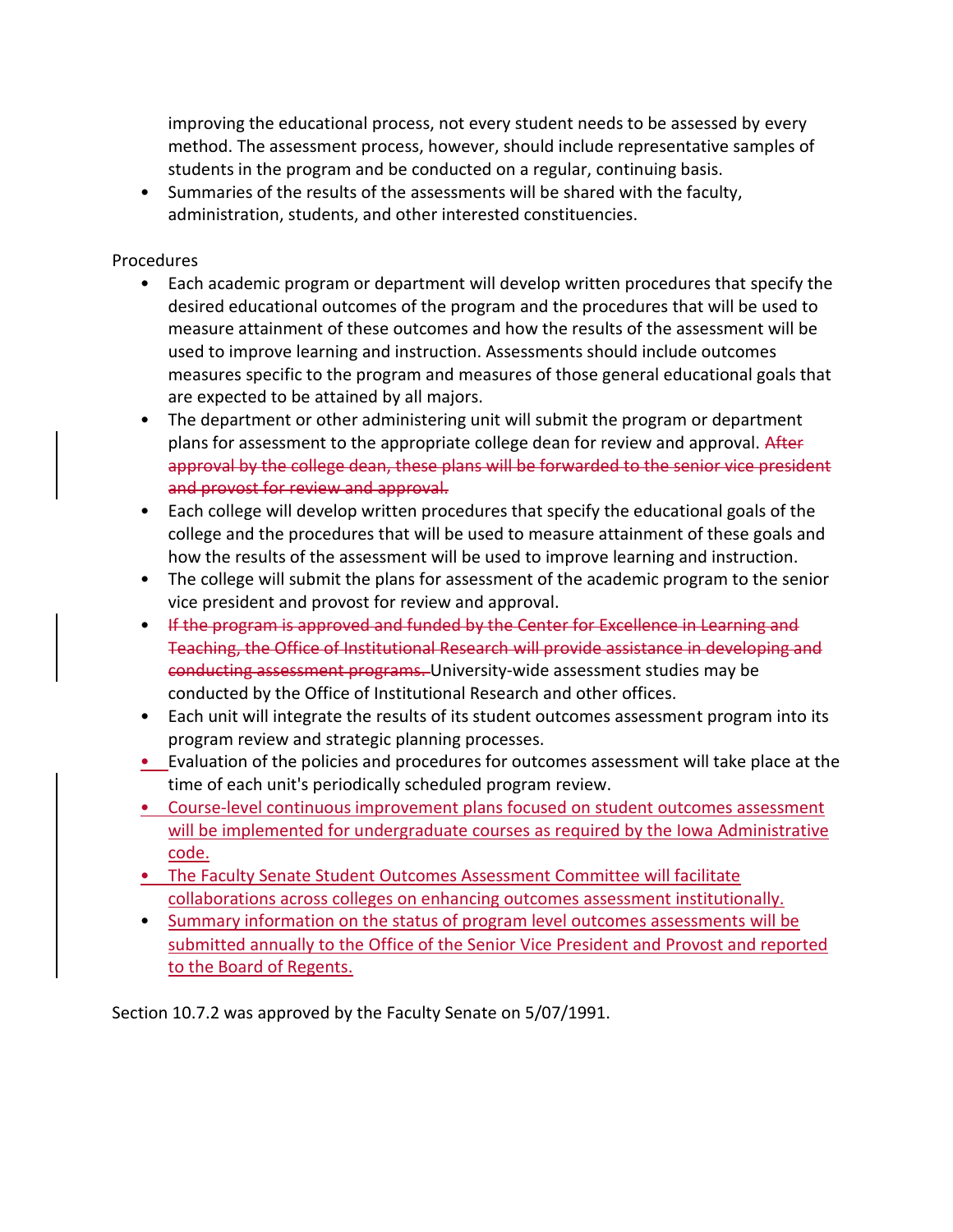improving the educational process, not every student needs to be assessed by every method. The assessment process, however, should include representative samples of students in the program and be conducted on a regular, continuing basis.

- Summaries of the results of the assessments will be shared with the faculty, administration, students, and other interested constituencies.

Procedures

- Each academic program or department will develop written procedures that specify the desired educational outcomes of the program and the procedures that will be used to measure attainment of these outcomes and how the results of the assessment will be used to improve learning and instruction. Assessments should include outcomes measures specific to the program and measures of those general educational goals that are expected to be attained by all majors.
- The department or other administering unit will submit the program or department plans for assessment to the appropriate college dean for review and approval. ~~After approval by the college dean, these plans will be forwarded to the senior vice president and provost for review and approval.~~
- Each college will develop written procedures that specify the educational goals of the college and the procedures that will be used to measure attainment of these goals and how the results of the assessment will be used to improve learning and instruction.
- The college will submit the plans for assessment of the academic program to the senior vice president and provost for review and approval.
- ~~If the program is approved and funded by the Center for Excellence in Learning and Teaching, the Office of Institutional Research will provide assistance in developing and conducting assessment programs.~~ University-wide assessment studies may be conducted by the Office of Institutional Research and other offices.
- Each unit will integrate the results of its student outcomes assessment program into its program review and strategic planning processes.
- Evaluation of the policies and procedures for outcomes assessment will take place at the time of each unit's periodically scheduled program review.
- <u>Course-level continuous improvement plans focused on student outcomes assessment will be implemented for undergraduate courses as required by the Iowa Administrative code.</u>
- <u>The Faculty Senate Student Outcomes Assessment Committee will facilitate collaborations across colleges on enhancing outcomes assessment institutionally.</u>
- <u>Summary information on the status of program level outcomes assessments will be submitted annually to the Office of the Senior Vice President and Provost and reported to the Board of Regents.</u>

Section 10.7.2 was approved by the Faculty Senate on 5/07/1991.